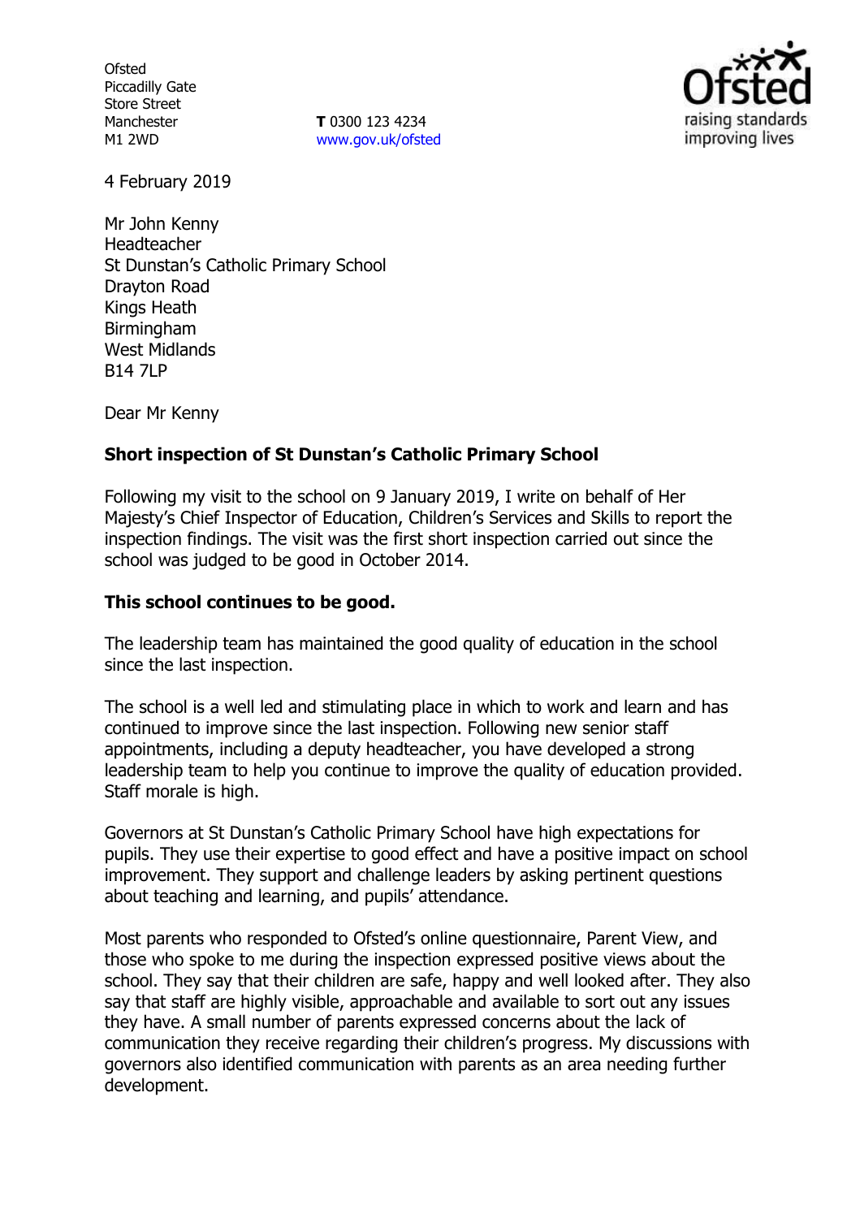Ofsted
Piccadilly Gate
Store Street
Manchester
M1 2WD

**T** 0300 123 4234
www.gov.uk/ofsted

4 February 2019

Mr John Kenny
Headteacher
St Dunstan's Catholic Primary School
Drayton Road
Kings Heath
Birmingham
West Midlands
B14 7LP

Dear Mr Kenny

**Short inspection of St Dunstan's Catholic Primary School**

Following my visit to the school on 9 January 2019, I write on behalf of Her Majesty's Chief Inspector of Education, Children's Services and Skills to report the inspection findings. The visit was the first short inspection carried out since the school was judged to be good in October 2014.

**This school continues to be good.**

The leadership team has maintained the good quality of education in the school since the last inspection.

The school is a well led and stimulating place in which to work and learn and has continued to improve since the last inspection. Following new senior staff appointments, including a deputy headteacher, you have developed a strong leadership team to help you continue to improve the quality of education provided. Staff morale is high.

Governors at St Dunstan's Catholic Primary School have high expectations for pupils. They use their expertise to good effect and have a positive impact on school improvement. They support and challenge leaders by asking pertinent questions about teaching and learning, and pupils' attendance.

Most parents who responded to Ofsted's online questionnaire, Parent View, and those who spoke to me during the inspection expressed positive views about the school. They say that their children are safe, happy and well looked after. They also say that staff are highly visible, approachable and available to sort out any issues they have. A small number of parents expressed concerns about the lack of communication they receive regarding their children's progress. My discussions with governors also identified communication with parents as an area needing further development.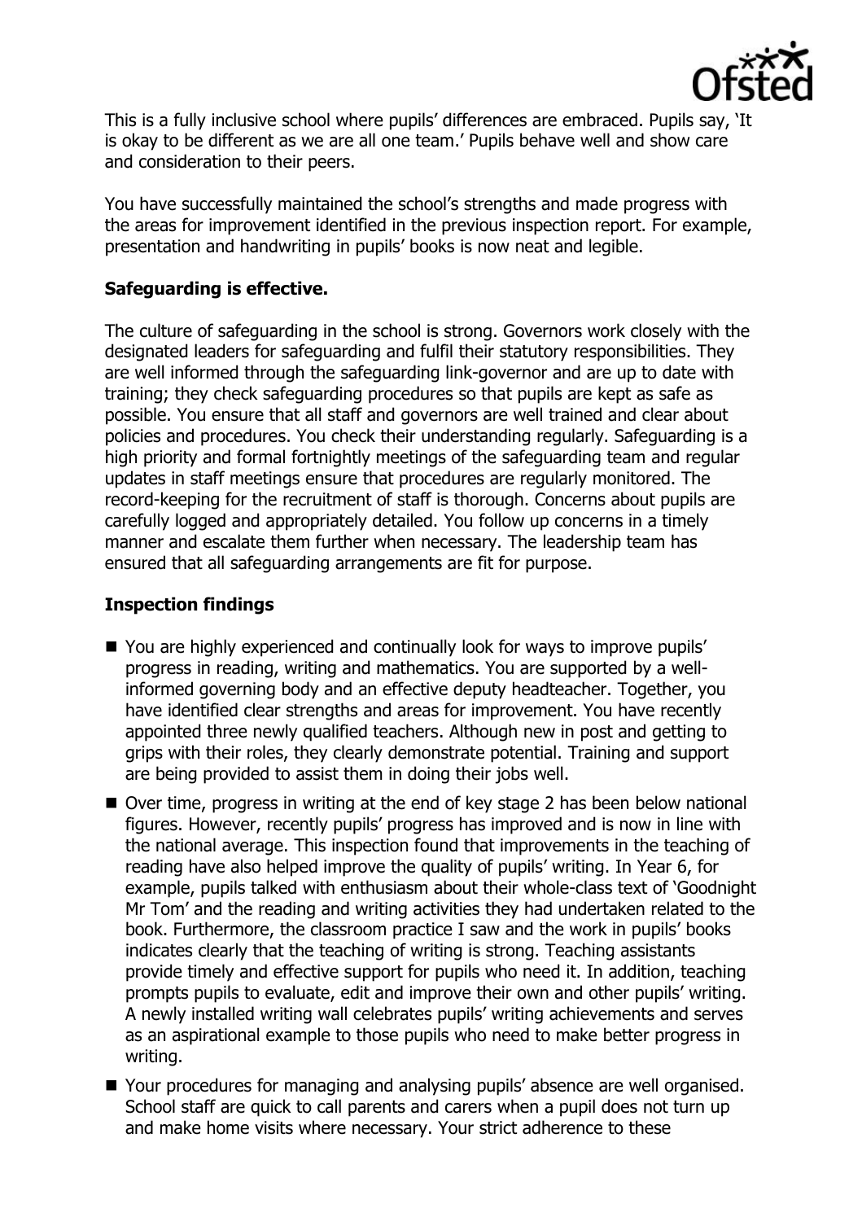This is a fully inclusive school where pupils' differences are embraced. Pupils say, 'It is okay to be different as we are all one team.' Pupils behave well and show care and consideration to their peers.

You have successfully maintained the school's strengths and made progress with the areas for improvement identified in the previous inspection report. For example, presentation and handwriting in pupils' books is now neat and legible.

## Safeguarding is effective.

The culture of safeguarding in the school is strong. Governors work closely with the designated leaders for safeguarding and fulfil their statutory responsibilities. They are well informed through the safeguarding link-governor and are up to date with training; they check safeguarding procedures so that pupils are kept as safe as possible. You ensure that all staff and governors are well trained and clear about policies and procedures. You check their understanding regularly. Safeguarding is a high priority and formal fortnightly meetings of the safeguarding team and regular updates in staff meetings ensure that procedures are regularly monitored. The record-keeping for the recruitment of staff is thorough. Concerns about pupils are carefully logged and appropriately detailed. You follow up concerns in a timely manner and escalate them further when necessary. The leadership team has ensured that all safeguarding arrangements are fit for purpose.

## Inspection findings

- You are highly experienced and continually look for ways to improve pupils' progress in reading, writing and mathematics. You are supported by a well-informed governing body and an effective deputy headteacher. Together, you have identified clear strengths and areas for improvement. You have recently appointed three newly qualified teachers. Although new in post and getting to grips with their roles, they clearly demonstrate potential. Training and support are being provided to assist them in doing their jobs well.
- Over time, progress in writing at the end of key stage 2 has been below national figures. However, recently pupils' progress has improved and is now in line with the national average. This inspection found that improvements in the teaching of reading have also helped improve the quality of pupils' writing. In Year 6, for example, pupils talked with enthusiasm about their whole-class text of 'Goodnight Mr Tom' and the reading and writing activities they had undertaken related to the book. Furthermore, the classroom practice I saw and the work in pupils' books indicates clearly that the teaching of writing is strong. Teaching assistants provide timely and effective support for pupils who need it. In addition, teaching prompts pupils to evaluate, edit and improve their own and other pupils' writing. A newly installed writing wall celebrates pupils' writing achievements and serves as an aspirational example to those pupils who need to make better progress in writing.
- Your procedures for managing and analysing pupils' absence are well organised. School staff are quick to call parents and carers when a pupil does not turn up and make home visits where necessary. Your strict adherence to these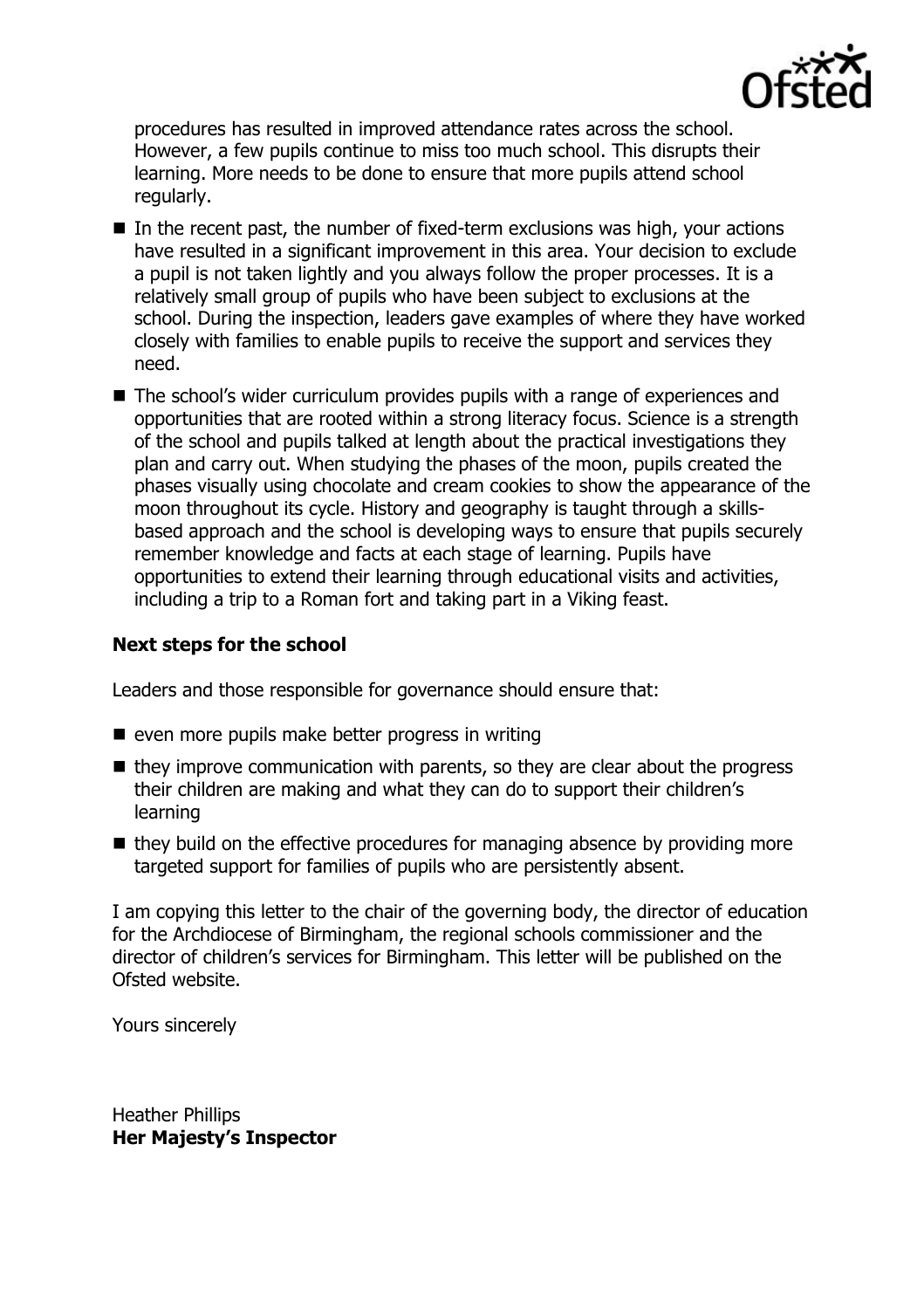procedures has resulted in improved attendance rates across the school. However, a few pupils continue to miss too much school. This disrupts their learning. More needs to be done to ensure that more pupils attend school regularly.

- In the recent past, the number of fixed-term exclusions was high, your actions have resulted in a significant improvement in this area. Your decision to exclude a pupil is not taken lightly and you always follow the proper processes. It is a relatively small group of pupils who have been subject to exclusions at the school. During the inspection, leaders gave examples of where they have worked closely with families to enable pupils to receive the support and services they need.
- The school's wider curriculum provides pupils with a range of experiences and opportunities that are rooted within a strong literacy focus. Science is a strength of the school and pupils talked at length about the practical investigations they plan and carry out. When studying the phases of the moon, pupils created the phases visually using chocolate and cream cookies to show the appearance of the moon throughout its cycle. History and geography is taught through a skills-based approach and the school is developing ways to ensure that pupils securely remember knowledge and facts at each stage of learning. Pupils have opportunities to extend their learning through educational visits and activities, including a trip to a Roman fort and taking part in a Viking feast.

### Next steps for the school

Leaders and those responsible for governance should ensure that:

- even more pupils make better progress in writing
- they improve communication with parents, so they are clear about the progress their children are making and what they can do to support their children's learning
- they build on the effective procedures for managing absence by providing more targeted support for families of pupils who are persistently absent.

I am copying this letter to the chair of the governing body, the director of education for the Archdiocese of Birmingham, the regional schools commissioner and the director of children's services for Birmingham. This letter will be published on the Ofsted website.

Yours sincerely

Heather Phillips
**Her Majesty's Inspector**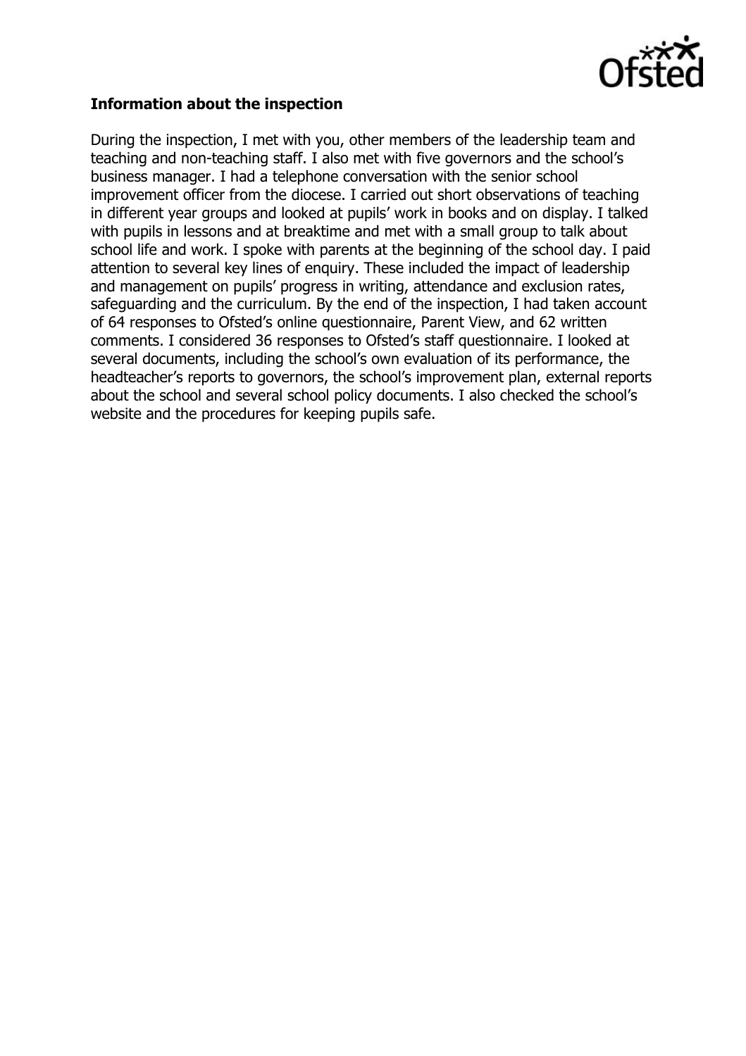**Information about the inspection**

During the inspection, I met with you, other members of the leadership team and teaching and non-teaching staff. I also met with five governors and the school's business manager. I had a telephone conversation with the senior school improvement officer from the diocese. I carried out short observations of teaching in different year groups and looked at pupils' work in books and on display. I talked with pupils in lessons and at breaktime and met with a small group to talk about school life and work. I spoke with parents at the beginning of the school day. I paid attention to several key lines of enquiry. These included the impact of leadership and management on pupils' progress in writing, attendance and exclusion rates, safeguarding and the curriculum. By the end of the inspection, I had taken account of 64 responses to Ofsted's online questionnaire, Parent View, and 62 written comments. I considered 36 responses to Ofsted's staff questionnaire. I looked at several documents, including the school's own evaluation of its performance, the headteacher's reports to governors, the school's improvement plan, external reports about the school and several school policy documents. I also checked the school's website and the procedures for keeping pupils safe.